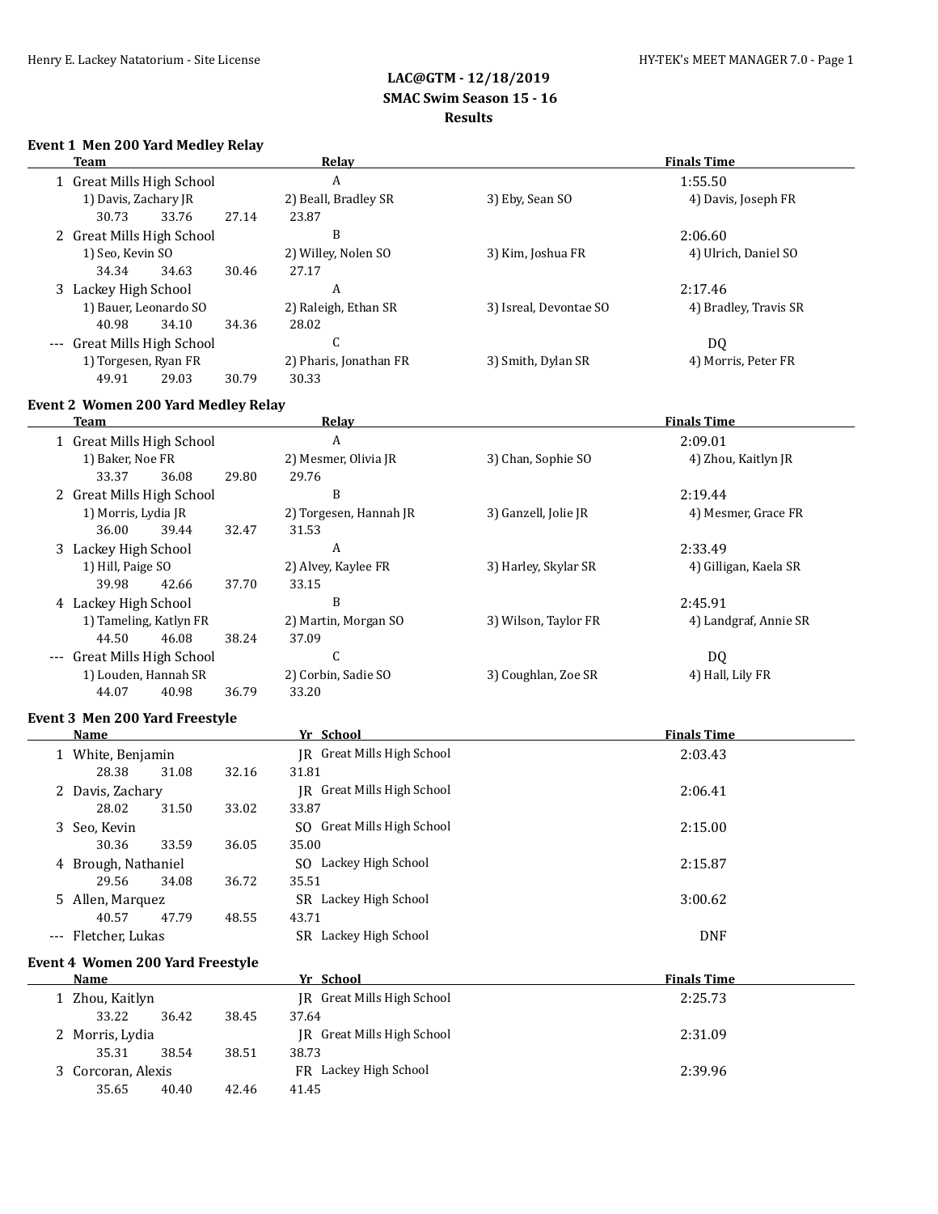**LAC@GTM - 12/18/2019**
**SMAC Swim Season 15 - 16**
**Results**

### Event 1 Men 200 Yard Medley Relay

| | Team | Relay | Finals Time |
|---|---|---|---|
| 1 | Great Mills High School | A | 1:55.50 |
| | 1) Davis, Zachary JR; 2) Beall, Bradley SR; 3) Eby, Sean SO; 4) Davis, Joseph FR | | |
| | 30.73 33.76 27.14 23.87 | | |
| 2 | Great Mills High School | B | 2:06.60 |
| | 1) Seo, Kevin SO; 2) Willey, Nolen SO; 3) Kim, Joshua FR; 4) Ulrich, Daniel SO | | |
| | 34.34 34.63 30.46 27.17 | | |
| 3 | Lackey High School | A | 2:17.46 |
| | 1) Bauer, Leonardo SO; 2) Raleigh, Ethan SR; 3) Isreal, Devontae SO; 4) Bradley, Travis SR | | |
| | 40.98 34.10 34.36 28.02 | | |
| --- | Great Mills High School | C | DQ |
| | 1) Torgesen, Ryan FR; 2) Pharis, Jonathan FR; 3) Smith, Dylan SR; 4) Morris, Peter FR | | |
| | 49.91 29.03 30.79 30.33 | | |

### Event 2 Women 200 Yard Medley Relay

| | Team | Relay | Finals Time |
|---|---|---|---|
| 1 | Great Mills High School | A | 2:09.01 |
| | 1) Baker, Noe FR; 2) Mesmer, Olivia JR; 3) Chan, Sophie SO; 4) Zhou, Kaitlyn JR | | |
| | 33.37 36.08 29.80 29.76 | | |
| 2 | Great Mills High School | B | 2:19.44 |
| | 1) Morris, Lydia JR; 2) Torgesen, Hannah JR; 3) Ganzell, Jolie JR; 4) Mesmer, Grace FR | | |
| | 36.00 39.44 32.47 31.53 | | |
| 3 | Lackey High School | A | 2:33.49 |
| | 1) Hill, Paige SO; 2) Alvey, Kaylee FR; 3) Harley, Skylar SR; 4) Gilligan, Kaela SR | | |
| | 39.98 42.66 37.70 33.15 | | |
| 4 | Lackey High School | B | 2:45.91 |
| | 1) Tameling, Katlyn FR; 2) Martin, Morgan SO; 3) Wilson, Taylor FR; 4) Landgraf, Annie SR | | |
| | 44.50 46.08 38.24 37.09 | | |
| --- | Great Mills High School | C | DQ |
| | 1) Louden, Hannah SR; 2) Corbin, Sadie SO; 3) Coughlan, Zoe SR; 4) Hall, Lily FR | | |
| | 44.07 40.98 36.79 33.20 | | |

### Event 3 Men 200 Yard Freestyle

| | Name | Yr | School | Finals Time |
|---|---|---|---|---|
| 1 | White, Benjamin | JR | Great Mills High School | 2:03.43 |
| | 28.38 31.08 32.16 31.81 | | | |
| 2 | Davis, Zachary | JR | Great Mills High School | 2:06.41 |
| | 28.02 31.50 33.02 33.87 | | | |
| 3 | Seo, Kevin | SO | Great Mills High School | 2:15.00 |
| | 30.36 33.59 36.05 35.00 | | | |
| 4 | Brough, Nathaniel | SO | Lackey High School | 2:15.87 |
| | 29.56 34.08 36.72 35.51 | | | |
| 5 | Allen, Marquez | SR | Lackey High School | 3:00.62 |
| | 40.57 47.79 48.55 43.71 | | | |
| --- | Fletcher, Lukas | SR | Lackey High School | DNF |

### Event 4 Women 200 Yard Freestyle

| | Name | Yr | School | Finals Time |
|---|---|---|---|---|
| 1 | Zhou, Kaitlyn | JR | Great Mills High School | 2:25.73 |
| | 33.22 36.42 38.45 37.64 | | | |
| 2 | Morris, Lydia | JR | Great Mills High School | 2:31.09 |
| | 35.31 38.54 38.51 38.73 | | | |
| 3 | Corcoran, Alexis | FR | Lackey High School | 2:39.96 |
| | 35.65 40.40 42.46 41.45 | | | |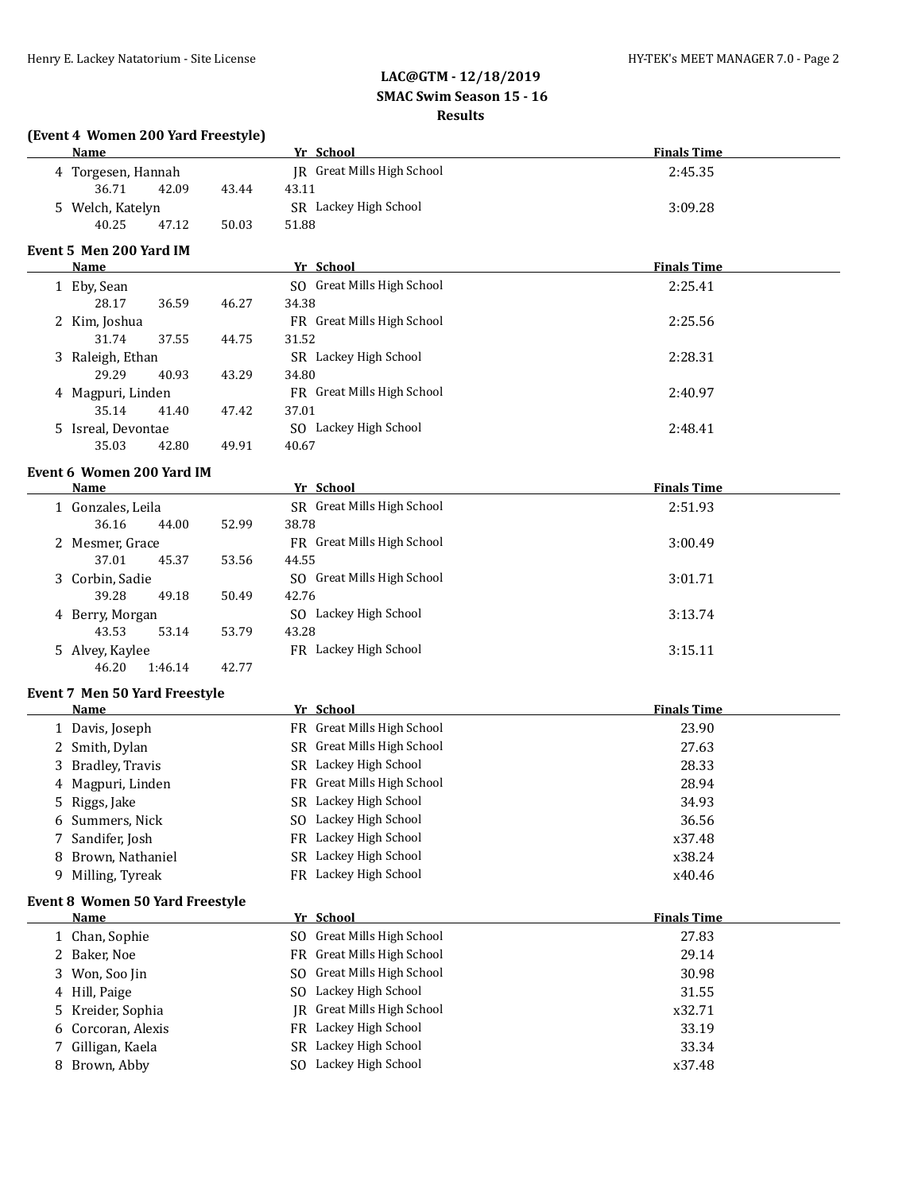**LAC@GTM - 12/18/2019**
**SMAC Swim Season 15 - 16**
**Results**

### (Event 4 Women 200 Yard Freestyle)

| | Name | Yr | School | Finals Time |
|---|---|---|---|---|
| 4 | Torgesen, Hannah | JR | Great Mills High School | 2:45.35 |
| | 36.71 42.09 43.44 43.11 | | | |
| 5 | Welch, Katelyn | SR | Lackey High School | 3:09.28 |
| | 40.25 47.12 50.03 51.88 | | | |

### Event 5 Men 200 Yard IM

| | Name | Yr | School | Finals Time |
|---|---|---|---|---|
| 1 | Eby, Sean | SO | Great Mills High School | 2:25.41 |
| | 28.17 36.59 46.27 34.38 | | | |
| 2 | Kim, Joshua | FR | Great Mills High School | 2:25.56 |
| | 31.74 37.55 44.75 31.52 | | | |
| 3 | Raleigh, Ethan | SR | Lackey High School | 2:28.31 |
| | 29.29 40.93 43.29 34.80 | | | |
| 4 | Magpuri, Linden | FR | Great Mills High School | 2:40.97 |
| | 35.14 41.40 47.42 37.01 | | | |
| 5 | Isreal, Devontae | SO | Lackey High School | 2:48.41 |
| | 35.03 42.80 49.91 40.67 | | | |

### Event 6 Women 200 Yard IM

| | Name | Yr | School | Finals Time |
|---|---|---|---|---|
| 1 | Gonzales, Leila | SR | Great Mills High School | 2:51.93 |
| | 36.16 44.00 52.99 38.78 | | | |
| 2 | Mesmer, Grace | FR | Great Mills High School | 3:00.49 |
| | 37.01 45.37 53.56 44.55 | | | |
| 3 | Corbin, Sadie | SO | Great Mills High School | 3:01.71 |
| | 39.28 49.18 50.49 42.76 | | | |
| 4 | Berry, Morgan | SO | Lackey High School | 3:13.74 |
| | 43.53 53.14 53.79 43.28 | | | |
| 5 | Alvey, Kaylee | FR | Lackey High School | 3:15.11 |
| | 46.20 1:46.14 42.77 | | | |

### Event 7 Men 50 Yard Freestyle

| | Name | Yr | School | Finals Time |
|---|---|---|---|---|
| 1 | Davis, Joseph | FR | Great Mills High School | 23.90 |
| 2 | Smith, Dylan | SR | Great Mills High School | 27.63 |
| 3 | Bradley, Travis | SR | Lackey High School | 28.33 |
| 4 | Magpuri, Linden | FR | Great Mills High School | 28.94 |
| 5 | Riggs, Jake | SR | Lackey High School | 34.93 |
| 6 | Summers, Nick | SO | Lackey High School | 36.56 |
| 7 | Sandifer, Josh | FR | Lackey High School | x37.48 |
| 8 | Brown, Nathaniel | SR | Lackey High School | x38.24 |
| 9 | Milling, Tyreak | FR | Lackey High School | x40.46 |

### Event 8 Women 50 Yard Freestyle

| | Name | Yr | School | Finals Time |
|---|---|---|---|---|
| 1 | Chan, Sophie | SO | Great Mills High School | 27.83 |
| 2 | Baker, Noe | FR | Great Mills High School | 29.14 |
| 3 | Won, Soo Jin | SO | Great Mills High School | 30.98 |
| 4 | Hill, Paige | SO | Lackey High School | 31.55 |
| 5 | Kreider, Sophia | JR | Great Mills High School | x32.71 |
| 6 | Corcoran, Alexis | FR | Lackey High School | 33.19 |
| 7 | Gilligan, Kaela | SR | Lackey High School | 33.34 |
| 8 | Brown, Abby | SO | Lackey High School | x37.48 |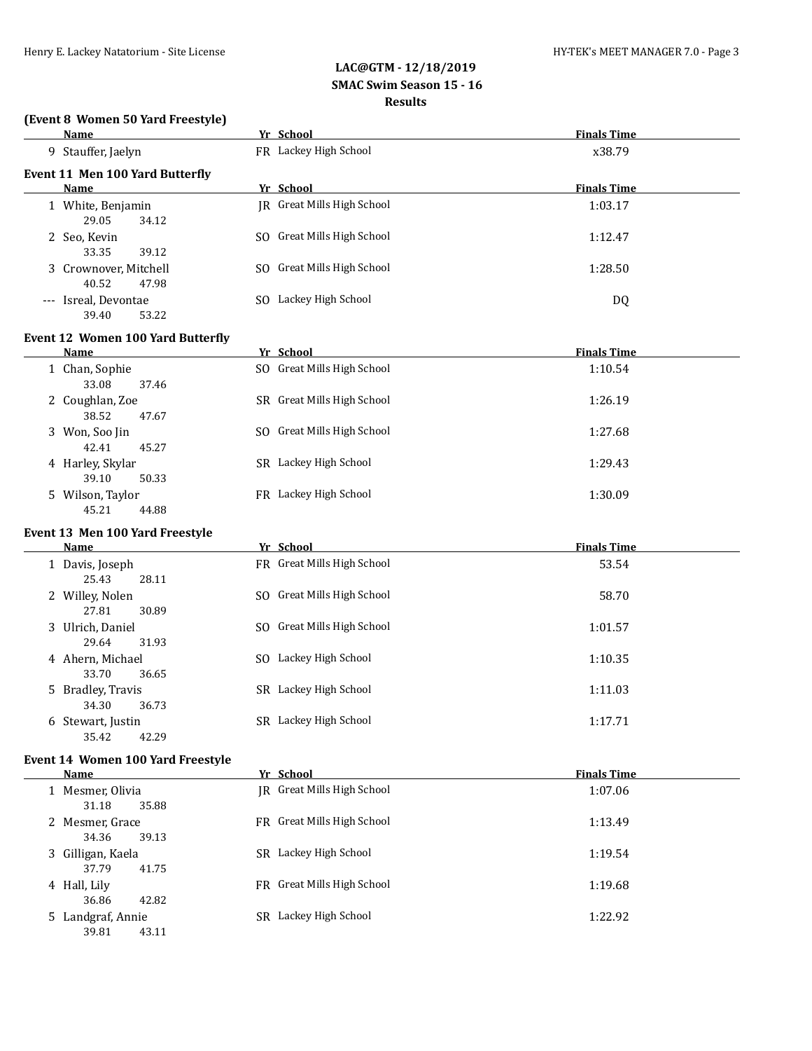**LAC@GTM - 12/18/2019**
**SMAC Swim Season 15 - 16**
**Results**

### (Event 8 Women 50 Yard Freestyle)

| | Name | Yr | School | Finals Time |
|---|---|---|---|---|
| 9 | Stauffer, Jaelyn | FR | Lackey High School | x38.79 |

### Event 11 Men 100 Yard Butterfly

| | Name | Yr | School | Finals Time |
|---|---|---|---|---|
| 1 | White, Benjamin | JR | Great Mills High School | 1:03.17 |
| | 29.05 34.12 | | | |
| 2 | Seo, Kevin | SO | Great Mills High School | 1:12.47 |
| | 33.35 39.12 | | | |
| 3 | Crownover, Mitchell | SO | Great Mills High School | 1:28.50 |
| | 40.52 47.98 | | | |
| --- | Isreal, Devontae | SO | Lackey High School | DQ |
| | 39.40 53.22 | | | |

### Event 12 Women 100 Yard Butterfly

| | Name | Yr | School | Finals Time |
|---|---|---|---|---|
| 1 | Chan, Sophie | SO | Great Mills High School | 1:10.54 |
| | 33.08 37.46 | | | |
| 2 | Coughlan, Zoe | SR | Great Mills High School | 1:26.19 |
| | 38.52 47.67 | | | |
| 3 | Won, Soo Jin | SO | Great Mills High School | 1:27.68 |
| | 42.41 45.27 | | | |
| 4 | Harley, Skylar | SR | Lackey High School | 1:29.43 |
| | 39.10 50.33 | | | |
| 5 | Wilson, Taylor | FR | Lackey High School | 1:30.09 |
| | 45.21 44.88 | | | |

### Event 13 Men 100 Yard Freestyle

| | Name | Yr | School | Finals Time |
|---|---|---|---|---|
| 1 | Davis, Joseph | FR | Great Mills High School | 53.54 |
| | 25.43 28.11 | | | |
| 2 | Willey, Nolen | SO | Great Mills High School | 58.70 |
| | 27.81 30.89 | | | |
| 3 | Ulrich, Daniel | SO | Great Mills High School | 1:01.57 |
| | 29.64 31.93 | | | |
| 4 | Ahern, Michael | SO | Lackey High School | 1:10.35 |
| | 33.70 36.65 | | | |
| 5 | Bradley, Travis | SR | Lackey High School | 1:11.03 |
| | 34.30 36.73 | | | |
| 6 | Stewart, Justin | SR | Lackey High School | 1:17.71 |
| | 35.42 42.29 | | | |

### Event 14 Women 100 Yard Freestyle

| | Name | Yr | School | Finals Time |
|---|---|---|---|---|
| 1 | Mesmer, Olivia | JR | Great Mills High School | 1:07.06 |
| | 31.18 35.88 | | | |
| 2 | Mesmer, Grace | FR | Great Mills High School | 1:13.49 |
| | 34.36 39.13 | | | |
| 3 | Gilligan, Kaela | SR | Lackey High School | 1:19.54 |
| | 37.79 41.75 | | | |
| 4 | Hall, Lily | FR | Great Mills High School | 1:19.68 |
| | 36.86 42.82 | | | |
| 5 | Landgraf, Annie | SR | Lackey High School | 1:22.92 |
| | 39.81 43.11 | | | |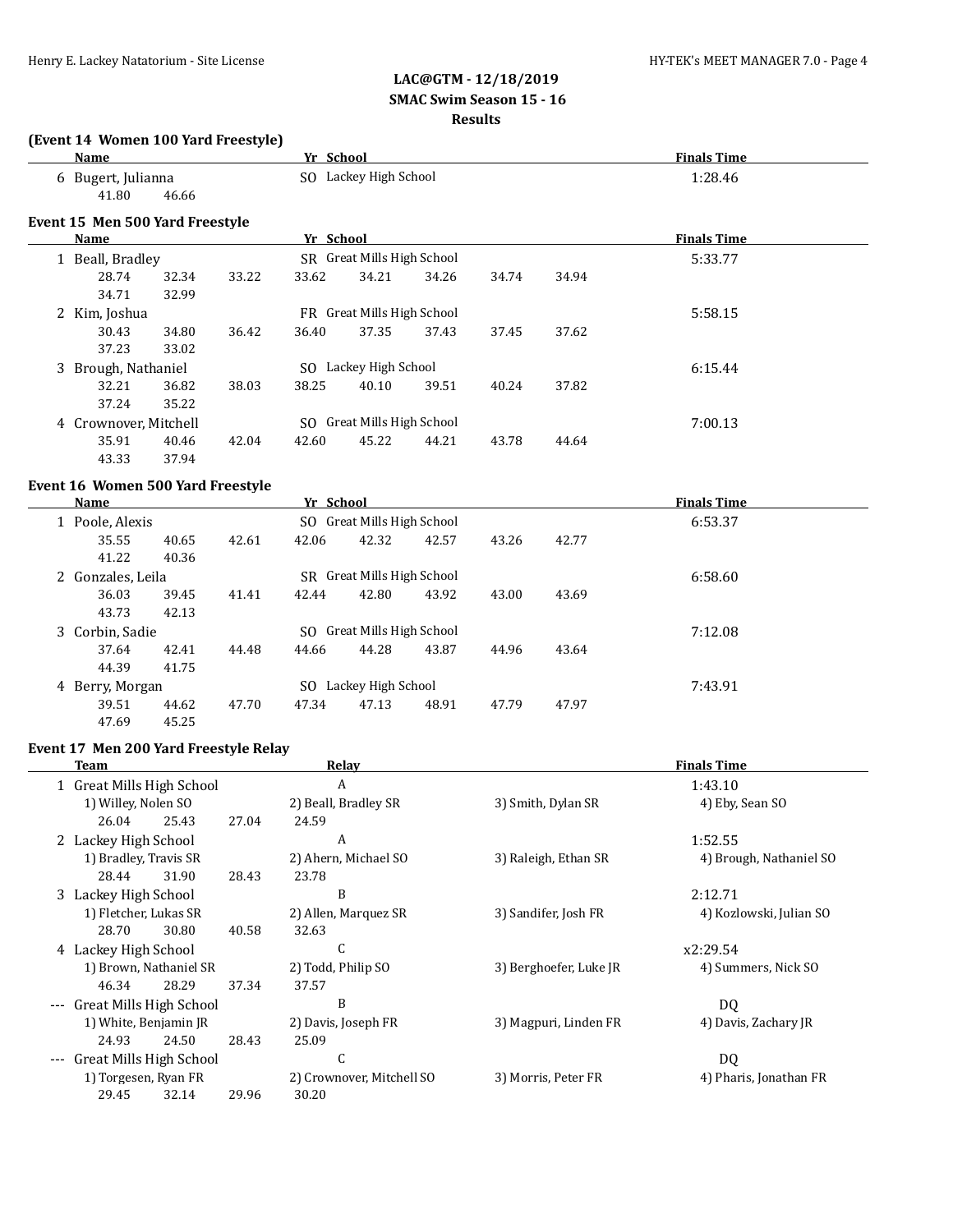**LAC@GTM - 12/18/2019**
**SMAC Swim Season 15 - 16**
**Results**

### (Event 14 Women 100 Yard Freestyle)

| Name | Yr | School | Finals Time |
|---|---|---|---|
| 6 Bugert, Julianna | SO | Lackey High School | 1:28.46 |
| 41.80 46.66 | | | |

### Event 15 Men 500 Yard Freestyle

| Name | Yr | School | Finals Time |
|---|---|---|---|
| 1 Beall, Bradley | SR | Great Mills High School | 5:33.77 |
| 28.74 32.34 33.22 33.62 34.21 34.26 34.74 34.94 34.71 32.99 | | | |
| 2 Kim, Joshua | FR | Great Mills High School | 5:58.15 |
| 30.43 34.80 36.42 36.40 37.35 37.43 37.45 37.62 37.23 33.02 | | | |
| 3 Brough, Nathaniel | SO | Lackey High School | 6:15.44 |
| 32.21 36.82 38.03 38.25 40.10 39.51 40.24 37.82 37.24 35.22 | | | |
| 4 Crownover, Mitchell | SO | Great Mills High School | 7:00.13 |
| 35.91 40.46 42.04 42.60 45.22 44.21 43.78 44.64 43.33 37.94 | | | |

### Event 16 Women 500 Yard Freestyle

| Name | Yr | School | Finals Time |
|---|---|---|---|
| 1 Poole, Alexis | SO | Great Mills High School | 6:53.37 |
| 35.55 40.65 42.61 42.06 42.32 42.57 43.26 42.77 41.22 40.36 | | | |
| 2 Gonzales, Leila | SR | Great Mills High School | 6:58.60 |
| 36.03 39.45 41.41 42.44 42.80 43.92 43.00 43.69 43.73 42.13 | | | |
| 3 Corbin, Sadie | SO | Great Mills High School | 7:12.08 |
| 37.64 42.41 44.48 44.66 44.28 43.87 44.96 43.64 44.39 41.75 | | | |
| 4 Berry, Morgan | SO | Lackey High School | 7:43.91 |
| 39.51 44.62 47.70 47.34 47.13 48.91 47.79 47.97 47.69 45.25 | | | |

### Event 17 Men 200 Yard Freestyle Relay

| Team | Relay | | | Finals Time |
|---|---|---|---|---|
| 1 Great Mills High School | A | | | 1:43.10 |
| 1) Willey, Nolen SO | 2) Beall, Bradley SR | 3) Smith, Dylan SR | 4) Eby, Sean SO | |
| 26.04 25.43 27.04 24.59 | | | | |
| 2 Lackey High School | A | | | 1:52.55 |
| 1) Bradley, Travis SR | 2) Ahern, Michael SO | 3) Raleigh, Ethan SR | 4) Brough, Nathaniel SO | |
| 28.44 31.90 28.43 23.78 | | | | |
| 3 Lackey High School | B | | | 2:12.71 |
| 1) Fletcher, Lukas SR | 2) Allen, Marquez SR | 3) Sandifer, Josh FR | 4) Kozlowski, Julian SO | |
| 28.70 30.80 40.58 32.63 | | | | |
| 4 Lackey High School | C | | | x2:29.54 |
| 1) Brown, Nathaniel SR | 2) Todd, Philip SO | 3) Berghoefer, Luke JR | 4) Summers, Nick SO | |
| 46.34 28.29 37.34 37.57 | | | | |
| --- Great Mills High School | B | | | DQ |
| 1) White, Benjamin JR | 2) Davis, Joseph FR | 3) Magpuri, Linden FR | 4) Davis, Zachary JR | |
| 24.93 24.50 28.43 25.09 | | | | |
| --- Great Mills High School | C | | | DQ |
| 1) Torgesen, Ryan FR | 2) Crownover, Mitchell SO | 3) Morris, Peter FR | 4) Pharis, Jonathan FR | |
| 29.45 32.14 29.96 30.20 | | | | |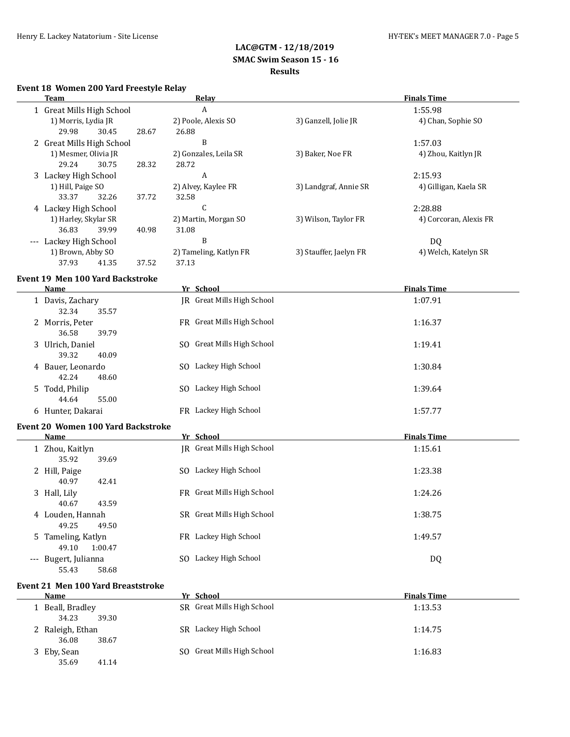# LAC@GTM - 12/18/2019
## SMAC Swim Season 15 - 16
## Results

### Event 18 Women 200 Yard Freestyle Relay

| | Team | Relay | Finals Time |
|---|---|---|---|
| 1 | Great Mills High School | A | 1:55.98 |
| | 1) Morris, Lydia JR | 2) Poole, Alexis SO | 3) Ganzell, Jolie JR | 4) Chan, Sophie SO |
| | 29.98 30.45 28.67 26.88 | | |
| 2 | Great Mills High School | B | 1:57.03 |
| | 1) Mesmer, Olivia JR | 2) Gonzales, Leila SR | 3) Baker, Noe FR | 4) Zhou, Kaitlyn JR |
| | 29.24 30.75 28.32 28.72 | | |
| 3 | Lackey High School | A | 2:15.93 |
| | 1) Hill, Paige SO | 2) Alvey, Kaylee FR | 3) Landgraf, Annie SR | 4) Gilligan, Kaela SR |
| | 33.37 32.26 37.72 32.58 | | |
| 4 | Lackey High School | C | 2:28.88 |
| | 1) Harley, Skylar SR | 2) Martin, Morgan SO | 3) Wilson, Taylor FR | 4) Corcoran, Alexis FR |
| | 36.83 39.99 40.98 31.08 | | |
| --- | Lackey High School | B | DQ |
| | 1) Brown, Abby SO | 2) Tameling, Katlyn FR | 3) Stauffer, Jaelyn FR | 4) Welch, Katelyn SR |
| | 37.93 41.35 37.52 37.13 | | |

### Event 19 Men 100 Yard Backstroke

| | Name | Yr | School | Finals Time |
|---|---|---|---|---|
| 1 | Davis, Zachary | JR | Great Mills High School | 1:07.91 |
| | 32.34 35.57 | | | |
| 2 | Morris, Peter | FR | Great Mills High School | 1:16.37 |
| | 36.58 39.79 | | | |
| 3 | Ulrich, Daniel | SO | Great Mills High School | 1:19.41 |
| | 39.32 40.09 | | | |
| 4 | Bauer, Leonardo | SO | Lackey High School | 1:30.84 |
| | 42.24 48.60 | | | |
| 5 | Todd, Philip | SO | Lackey High School | 1:39.64 |
| | 44.64 55.00 | | | |
| 6 | Hunter, Dakarai | FR | Lackey High School | 1:57.77 |

### Event 20 Women 100 Yard Backstroke

| | Name | Yr | School | Finals Time |
|---|---|---|---|---|
| 1 | Zhou, Kaitlyn | JR | Great Mills High School | 1:15.61 |
| | 35.92 39.69 | | | |
| 2 | Hill, Paige | SO | Lackey High School | 1:23.38 |
| | 40.97 42.41 | | | |
| 3 | Hall, Lily | FR | Great Mills High School | 1:24.26 |
| | 40.67 43.59 | | | |
| 4 | Louden, Hannah | SR | Great Mills High School | 1:38.75 |
| | 49.25 49.50 | | | |
| 5 | Tameling, Katlyn | FR | Lackey High School | 1:49.57 |
| | 49.10 1:00.47 | | | |
| --- | Bugert, Julianna | SO | Lackey High School | DQ |
| | 55.43 58.68 | | | |

### Event 21 Men 100 Yard Breaststroke

| | Name | Yr | School | Finals Time |
|---|---|---|---|---|
| 1 | Beall, Bradley | SR | Great Mills High School | 1:13.53 |
| | 34.23 39.30 | | | |
| 2 | Raleigh, Ethan | SR | Lackey High School | 1:14.75 |
| | 36.08 38.67 | | | |
| 3 | Eby, Sean | SO | Great Mills High School | 1:16.83 |
| | 35.69 41.14 | | | |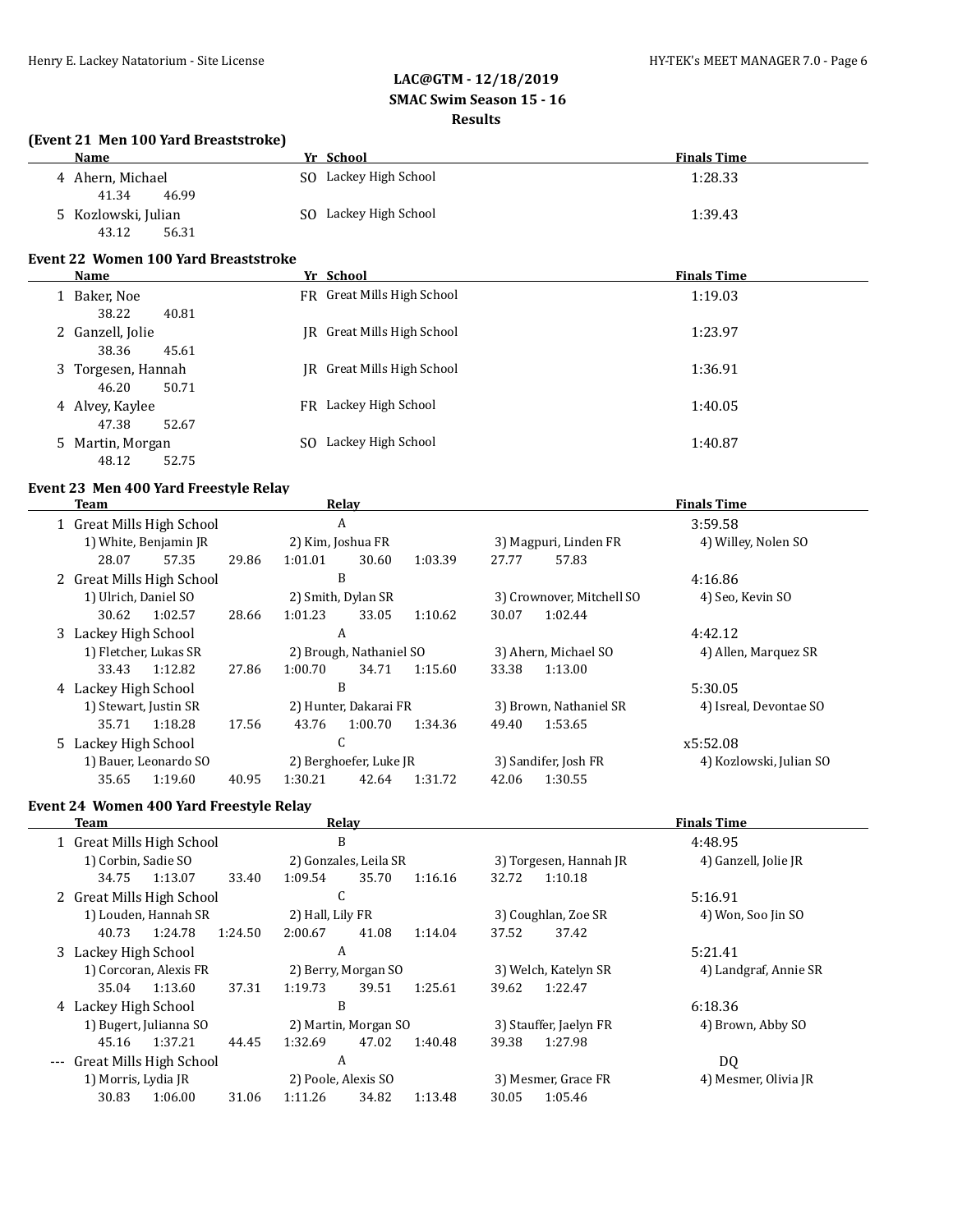**LAC@GTM - 12/18/2019**
**SMAC Swim Season 15 - 16**
**Results**

### (Event 21 Men 100 Yard Breaststroke)

| | Name | Yr | School | Finals Time |
|---|---|---|---|---|
| 4 | Ahern, Michael | SO | Lackey High School | 1:28.33 |
| | 41.34 46.99 | | | |
| 5 | Kozlowski, Julian | SO | Lackey High School | 1:39.43 |
| | 43.12 56.31 | | | |

### Event 22 Women 100 Yard Breaststroke

| | Name | Yr | School | Finals Time |
|---|---|---|---|---|
| 1 | Baker, Noe | FR | Great Mills High School | 1:19.03 |
| | 38.22 40.81 | | | |
| 2 | Ganzell, Jolie | JR | Great Mills High School | 1:23.97 |
| | 38.36 45.61 | | | |
| 3 | Torgesen, Hannah | JR | Great Mills High School | 1:36.91 |
| | 46.20 50.71 | | | |
| 4 | Alvey, Kaylee | FR | Lackey High School | 1:40.05 |
| | 47.38 52.67 | | | |
| 5 | Martin, Morgan | SO | Lackey High School | 1:40.87 |
| | 48.12 52.75 | | | |

### Event 23 Men 400 Yard Freestyle Relay

| | Team | Relay | Finals Time |
|---|---|---|---|
| 1 | Great Mills High School | A | 3:59.58 |
| | 1) White, Benjamin JR; 2) Kim, Joshua FR; 3) Magpuri, Linden FR; 4) Willey, Nolen SO | | |
| | 28.07 57.35 29.86 1:01.01 30.60 1:03.39 27.77 57.83 | | |
| 2 | Great Mills High School | B | 4:16.86 |
| | 1) Ulrich, Daniel SO; 2) Smith, Dylan SR; 3) Crownover, Mitchell SO; 4) Seo, Kevin SO | | |
| | 30.62 1:02.57 28.66 1:01.23 33.05 1:10.62 30.07 1:02.44 | | |
| 3 | Lackey High School | A | 4:42.12 |
| | 1) Fletcher, Lukas SR; 2) Brough, Nathaniel SO; 3) Ahern, Michael SO; 4) Allen, Marquez SR | | |
| | 33.43 1:12.82 27.86 1:00.70 34.71 1:15.60 33.38 1:13.00 | | |
| 4 | Lackey High School | B | 5:30.05 |
| | 1) Stewart, Justin SR; 2) Hunter, Dakarai FR; 3) Brown, Nathaniel SR; 4) Isreal, Devontae SO | | |
| | 35.71 1:18.28 17.56 43.76 1:00.70 1:34.36 49.40 1:53.65 | | |
| 5 | Lackey High School | C | x5:52.08 |
| | 1) Bauer, Leonardo SO; 2) Berghoefer, Luke JR; 3) Sandifer, Josh FR; 4) Kozlowski, Julian SO | | |
| | 35.65 1:19.60 40.95 1:30.21 42.64 1:31.72 42.06 1:30.55 | | |

### Event 24 Women 400 Yard Freestyle Relay

| | Team | Relay | Finals Time |
|---|---|---|---|
| 1 | Great Mills High School | B | 4:48.95 |
| | 1) Corbin, Sadie SO; 2) Gonzales, Leila SR; 3) Torgesen, Hannah JR; 4) Ganzell, Jolie JR | | |
| | 34.75 1:13.07 33.40 1:09.54 35.70 1:16.16 32.72 1:10.18 | | |
| 2 | Great Mills High School | C | 5:16.91 |
| | 1) Louden, Hannah SR; 2) Hall, Lily FR; 3) Coughlan, Zoe SR; 4) Won, Soo Jin SO | | |
| | 40.73 1:24.78 1:24.50 2:00.67 41.08 1:14.04 37.52 37.42 | | |
| 3 | Lackey High School | A | 5:21.41 |
| | 1) Corcoran, Alexis FR; 2) Berry, Morgan SO; 3) Welch, Katelyn SR; 4) Landgraf, Annie SR | | |
| | 35.04 1:13.60 37.31 1:19.73 39.51 1:25.61 39.62 1:22.47 | | |
| 4 | Lackey High School | B | 6:18.36 |
| | 1) Bugert, Julianna SO; 2) Martin, Morgan SO; 3) Stauffer, Jaelyn FR; 4) Brown, Abby SO | | |
| | 45.16 1:37.21 44.45 1:32.69 47.02 1:40.48 39.38 1:27.98 | | |
| --- | Great Mills High School | A | DQ |
| | 1) Morris, Lydia JR; 2) Poole, Alexis SO; 3) Mesmer, Grace FR; 4) Mesmer, Olivia JR | | |
| | 30.83 1:06.00 31.06 1:11.26 34.82 1:13.48 30.05 1:05.46 | | |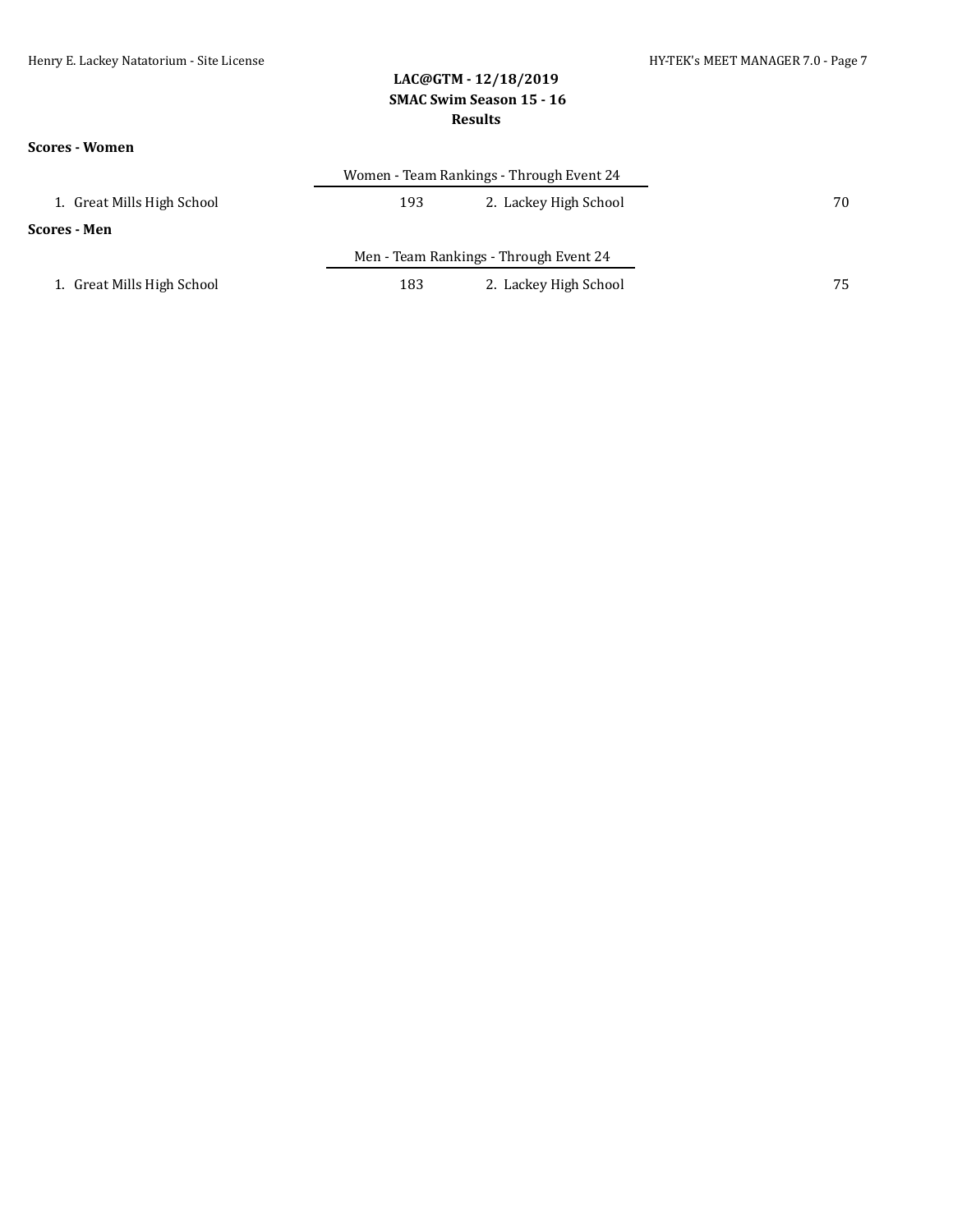**LAC@GTM - 12/18/2019**
**SMAC Swim Season 15 - 16**
**Results**

**Scores - Women**

Women - Team Rankings - Through Event 24

| | | | |
|---|---|---|---|
| 1. Great Mills High School | 193 | 2. Lackey High School | 70 |

**Scores - Men**

Men - Team Rankings - Through Event 24

| | | | |
|---|---|---|---|
| 1. Great Mills High School | 183 | 2. Lackey High School | 75 |